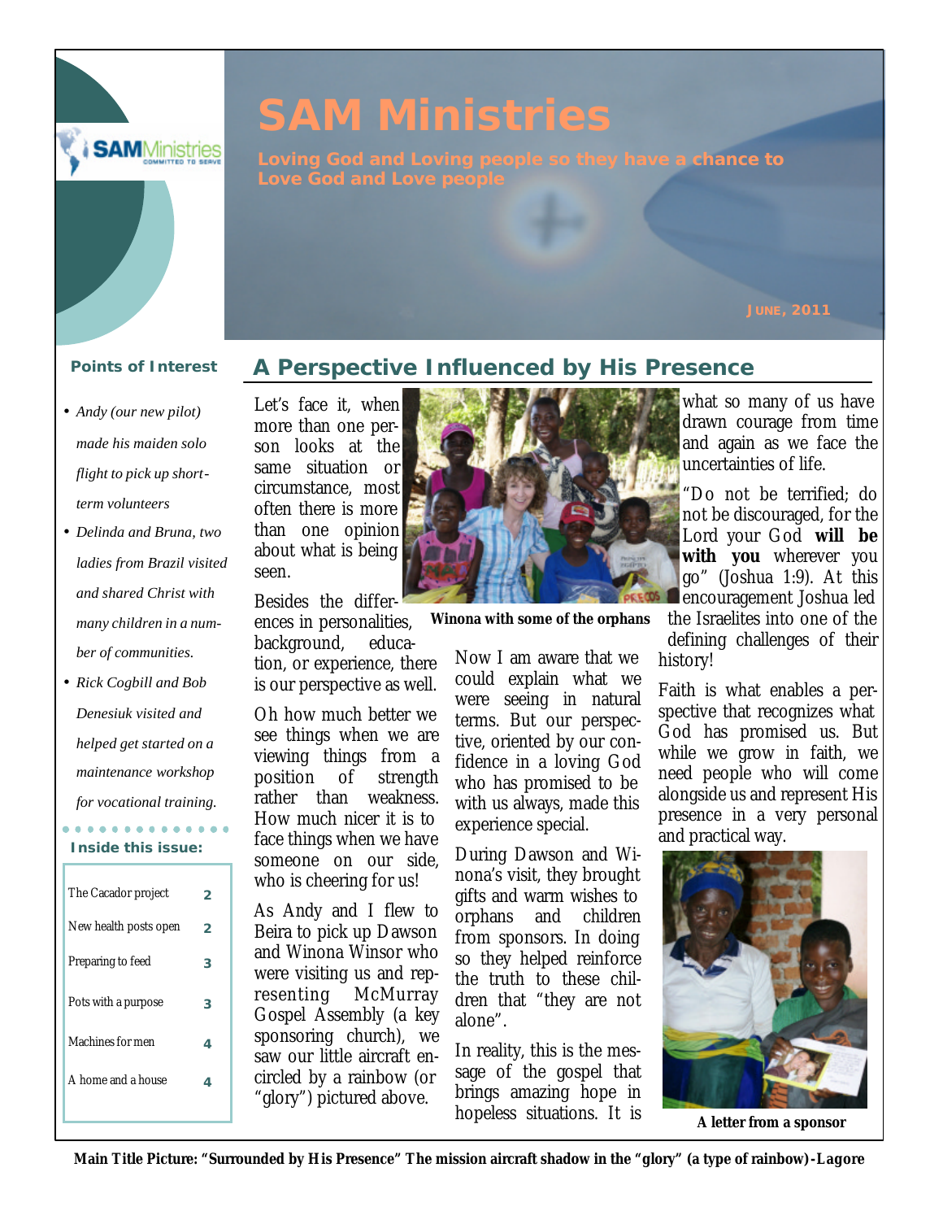# SAM Ministries

**Loving God and Loving people so they have a chance to Love God and Love people**

JUNE, 2011

### Points of Interest

- *Andy (our new pilot) made his maiden solo flight to pick up short-term volunteers*
- *Delinda and Bruna, two ladies from Brazil visited and shared Christ with many children in a number of communities.*
- *Rick Cogbill and Bob Denesiuk visited and helped get started on a maintenance workshop for vocational training.*

### Inside this issue:

| | |
|---|---|
| The Cacador project | 2 |
| New health posts open | 2 |
| Preparing to feed | 3 |
| Pots with a purpose | 3 |
| Machines for men | 4 |
| A home and a house | 4 |

## A Perspective Influenced by His Presence

Let's face it, when more than one person looks at the same situation or circumstance, most often there is more than one opinion about what is being seen.

Besides the differences in personalities, background, education, or experience, there is our perspective as well.

Oh how much better we see things when we are viewing things from a position of strength rather than weakness. How much nicer it is to face things when we have someone on our side, who is cheering for us!

As Andy and I flew to Beira to pick up Dawson and Winona Winsor who were visiting us and representing McMurray Gospel Assembly (a key sponsoring church), we saw our little aircraft encircled by a rainbow (or "glory") pictured above.

**Winona with some of the orphans**

Now I am aware that we could explain what we were seeing in natural terms. But our perspective, oriented by our confidence in a loving God who has promised to be with us always, made this experience special.

During Dawson and Winona's visit, they brought gifts and warm wishes to orphans and children from sponsors. In doing so they helped reinforce the truth to these children that "they are not alone".

In reality, this is the message of the gospel that brings amazing hope in hopeless situations. It is what so many of us have drawn courage from time and again as we face the uncertainties of life.

"Do not be terrified; do not be discouraged, for the Lord your God **will be with you** wherever you go" (Joshua 1:9). At this encouragement Joshua led the Israelites into one of the defining challenges of their history!

Faith is what enables a perspective that recognizes what God has promised us. But while we grow in faith, we need people who will come alongside us and represent His presence in a very personal and practical way.

**A letter from a sponsor**

**Main Title Picture: "Surrounded by His Presence" The mission aircraft shadow in the "glory" (a type of rainbow)-Lagore**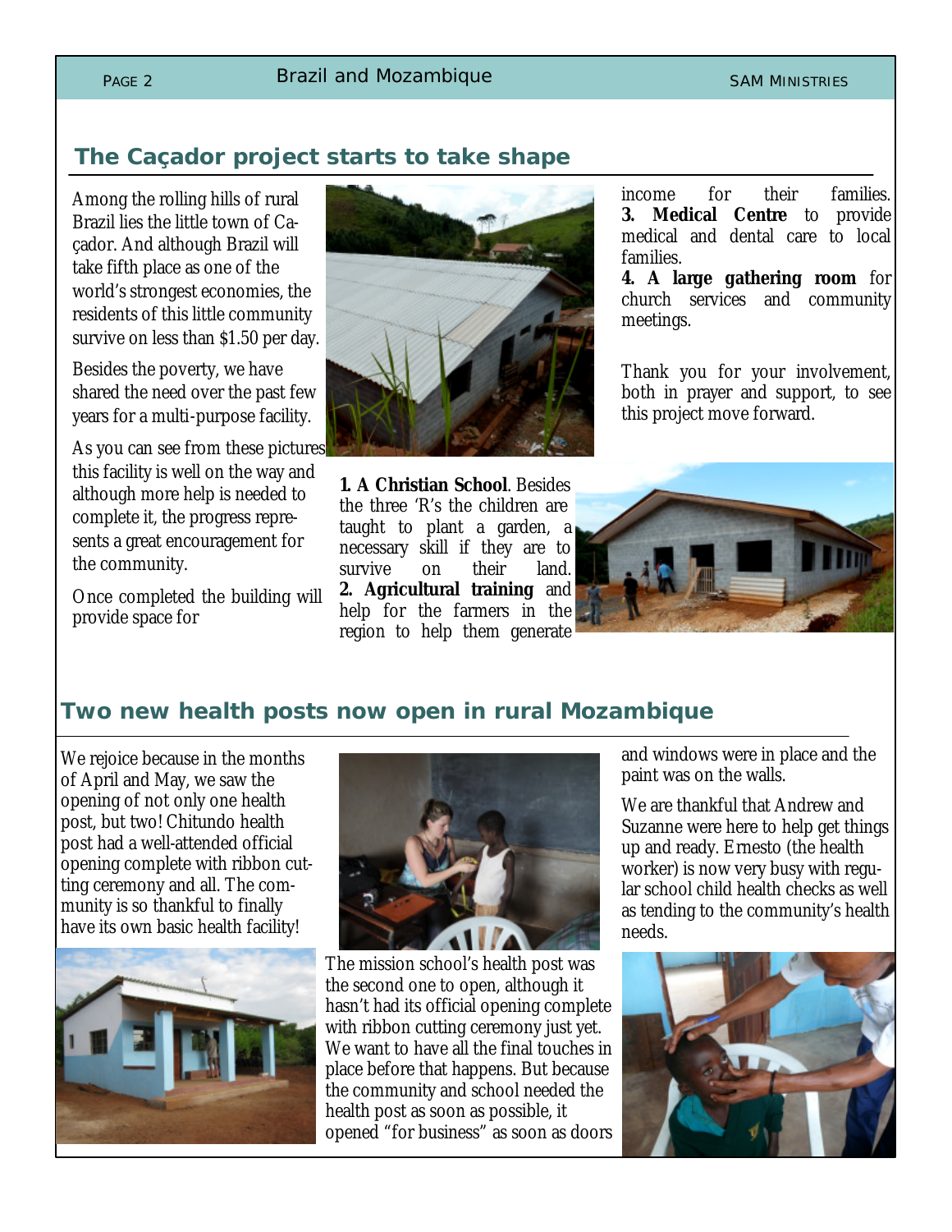## The Caçador project starts to take shape

Among the rolling hills of rural Brazil lies the little town of Caçador. And although Brazil will take fifth place as one of the world's strongest economies, the residents of this little community survive on less than $1.50 per day.

Besides the poverty, we have shared the need over the past few years for a multi-purpose facility.

As you can see from these pictures this facility is well on the way and although more help is needed to complete it, the progress represents a great encouragement for the community.

Once completed the building will provide space for

**1. A Christian School**. Besides the three 'R's the children are taught to plant a garden, a necessary skill if they are to survive on their land.
**2. Agricultural training** and help for the farmers in the region to help them generate income for their families.
**3. Medical Centre** to provide medical and dental care to local families.
**4. A large gathering room** for church services and community meetings.

Thank you for your involvement, both in prayer and support, to see this project move forward.

## Two new health posts now open in rural Mozambique

We rejoice because in the months of April and May, we saw the opening of not only one health post, but two! Chitundo health post had a well-attended official opening complete with ribbon cutting ceremony and all. The community is so thankful to finally have its own basic health facility!

The mission school's health post was the second one to open, although it hasn't had its official opening complete with ribbon cutting ceremony just yet. We want to have all the final touches in place before that happens. But because the community and school needed the health post as soon as possible, it opened "for business" as soon as doors and windows were in place and the paint was on the walls.

We are thankful that Andrew and Suzanne were here to help get things up and ready. Ernesto (the health worker) is now very busy with regular school child health checks as well as tending to the community's health needs.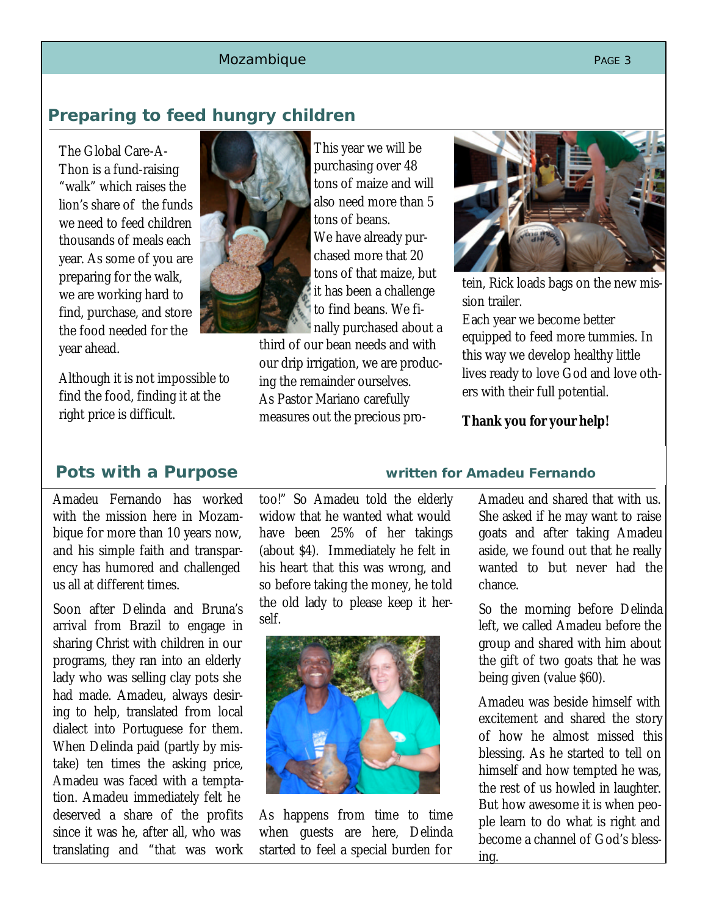## Preparing to feed hungry children

The Global Care-A-Thon is a fund-raising "walk" which raises the lion's share of the funds we need to feed children thousands of meals each year. As some of you are preparing for the walk, we are working hard to find, purchase, and store the food needed for the year ahead.

Although it is not impossible to find the food, finding it at the right price is difficult.

This year we will be purchasing over 48 tons of maize and will also need more than 5 tons of beans. We have already purchased more that 20 tons of that maize, but it has been a challenge to find beans. We finally purchased about a third of our bean needs and with our drip irrigation, we are producing the remainder ourselves. As Pastor Mariano carefully measures out the precious protein, Rick loads bags on the new mission trailer.

Each year we become better equipped to feed more tummies. In this way we develop healthy little lives ready to love God and love others with their full potential.

**Thank you for your help!**

## Pots with a Purpose

**written for Amadeu Fernando**

Amadeu Fernando has worked with the mission here in Mozambique for more than 10 years now, and his simple faith and transparency has humored and challenged us all at different times.

Soon after Delinda and Bruna's arrival from Brazil to engage in sharing Christ with children in our programs, they ran into an elderly lady who was selling clay pots she had made. Amadeu, always desiring to help, translated from local dialect into Portuguese for them. When Delinda paid (partly by mistake) ten times the asking price, Amadeu was faced with a temptation. Amadeu immediately felt he deserved a share of the profits since it was he, after all, who was translating and "that was work too!" So Amadeu told the elderly widow that he wanted what would have been 25% of her takings (about $4). Immediately he felt in his heart that this was wrong, and so before taking the money, he told the old lady to please keep it herself.

As happens from time to time when guests are here, Delinda started to feel a special burden for Amadeu and shared that with us. She asked if he may want to raise goats and after taking Amadeu aside, we found out that he really wanted to but never had the chance.

So the morning before Delinda left, we called Amadeu before the group and shared with him about the gift of two goats that he was being given (value $60).

Amadeu was beside himself with excitement and shared the story of how he almost missed this blessing. As he started to tell on himself and how tempted he was, the rest of us howled in laughter. But how awesome it is when people learn to do what is right and become a channel of God's blessing.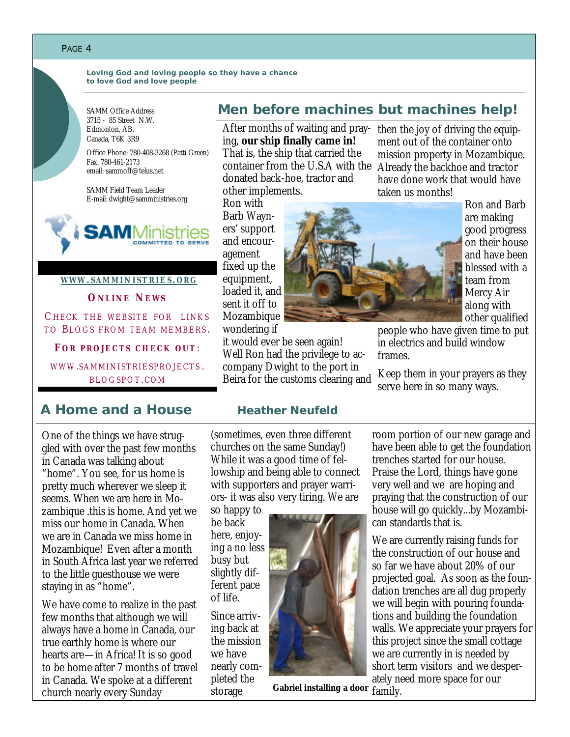**Loving God and loving people so they have a chance to love God and love people**

SAMM Office Address
3715 - 85 Street N.W.
Edmonton, AB.
Canada, T6K 3R9

Office Phone: 780-408-3268 (Patti Green)
Fax: 780-461-2173
email: sammoff@telus.net

SAMM Field Team Leader
E-mail: dwight@samministries.org

SAMMinistries COMMITTED TO SERVE

WWW.SAMMINISTRIES.ORG

**ONLINE NEWS**

CHECK THE WEBSITE FOR LINKS TO BLOGS FROM TEAM MEMBERS.

**FOR PROJECTS CHECK OUT:**

WWW.SAMMINISTRIESPROJECTS.BLOGSPOT.COM

## Men before machines but machines help!

After months of waiting and praying, **our ship finally came in!** That is, the ship that carried the container from the U.S.A with the donated back-hoe, tractor and other implements.

Ron with Barb Wayners' support and encouragement fixed up the equipment, loaded it, and sent it off to Mozambique wondering if it would ever be seen again! Well Ron had the privilege to accompany Dwight to the port in Beira for the customs clearing and then the joy of driving the equipment out of the container onto mission property in Mozambique. Already the backhoe and tractor have done work that would have taken us months!

Ron and Barb are making good progress on their house and have been blessed with a team from Mercy Air along with other qualified people who have given time to put in electrics and build window frames.

Keep them in your prayers as they serve here in so many ways.

## A Home and a House

### Heather Neufeld

One of the things we have struggled with over the past few months in Canada was talking about "home". You see, for us home is pretty much wherever we sleep it seems. When we are here in Mozambique .this is home. And yet we miss our home in Canada. When we are in Canada we miss home in Mozambique! Even after a month in South Africa last year we referred to the little guesthouse we were staying in as "home".

We have come to realize in the past few months that although we will always have a home in Canada, our true earthly home is where our hearts are—in Africa! It is so good to be home after 7 months of travel in Canada. We spoke at a different church nearly every Sunday (sometimes, even three different churches on the same Sunday!) While it was a good time of fellowship and being able to connect with supporters and prayer warriors- it was also very tiring. We are so happy to be back here, enjoying a no less busy but slightly different pace of life.

Since arriving back at the mission we have nearly completed the storage room portion of our new garage and have been able to get the foundation trenches started for our house. Praise the Lord, things have gone very well and we are hoping and praying that the construction of our house will go quickly...by Mozambican standards that is.

**Gabriel installing a door**

We are currently raising funds for the construction of our house and so far we have about 20% of our projected goal. As soon as the foundation trenches are all dug properly we will begin with pouring foundations and building the foundation walls. We appreciate your prayers for this project since the small cottage we are currently in is needed by short term visitors and we desperately need more space for our family.